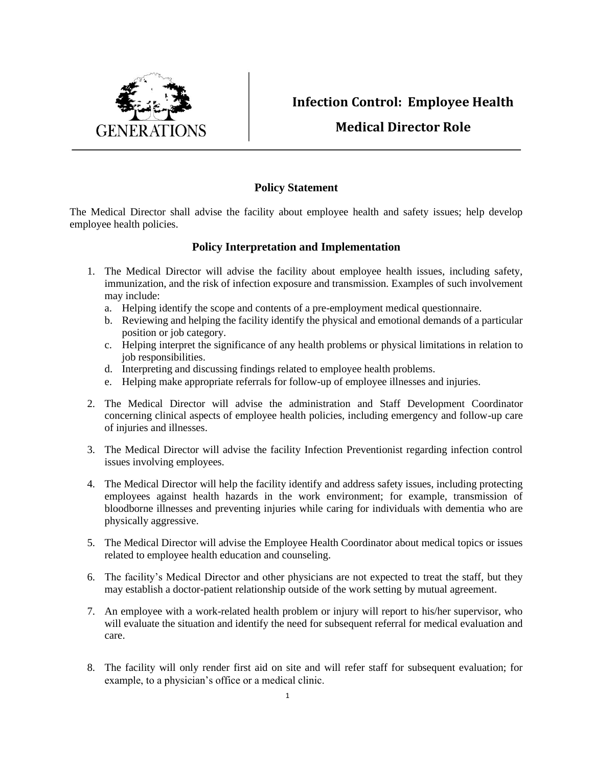GENERATIONS

# Infection Control: Employee Health

# Medical Director Role

## Policy Statement

The Medical Director shall advise the facility about employee health and safety issues; help develop employee health policies.

## Policy Interpretation and Implementation

1. The Medical Director will advise the facility about employee health issues, including safety, immunization, and the risk of infection exposure and transmission. Examples of such involvement may include:
   a. Helping identify the scope and contents of a pre-employment medical questionnaire.
   b. Reviewing and helping the facility identify the physical and emotional demands of a particular position or job category.
   c. Helping interpret the significance of any health problems or physical limitations in relation to job responsibilities.
   d. Interpreting and discussing findings related to employee health problems.
   e. Helping make appropriate referrals for follow-up of employee illnesses and injuries.

2. The Medical Director will advise the administration and Staff Development Coordinator concerning clinical aspects of employee health policies, including emergency and follow-up care of injuries and illnesses.

3. The Medical Director will advise the facility Infection Preventionist regarding infection control issues involving employees.

4. The Medical Director will help the facility identify and address safety issues, including protecting employees against health hazards in the work environment; for example, transmission of bloodborne illnesses and preventing injuries while caring for individuals with dementia who are physically aggressive.

5. The Medical Director will advise the Employee Health Coordinator about medical topics or issues related to employee health education and counseling.

6. The facility's Medical Director and other physicians are not expected to treat the staff, but they may establish a doctor-patient relationship outside of the work setting by mutual agreement.

7. An employee with a work-related health problem or injury will report to his/her supervisor, who will evaluate the situation and identify the need for subsequent referral for medical evaluation and care.

8. The facility will only render first aid on site and will refer staff for subsequent evaluation; for example, to a physician's office or a medical clinic.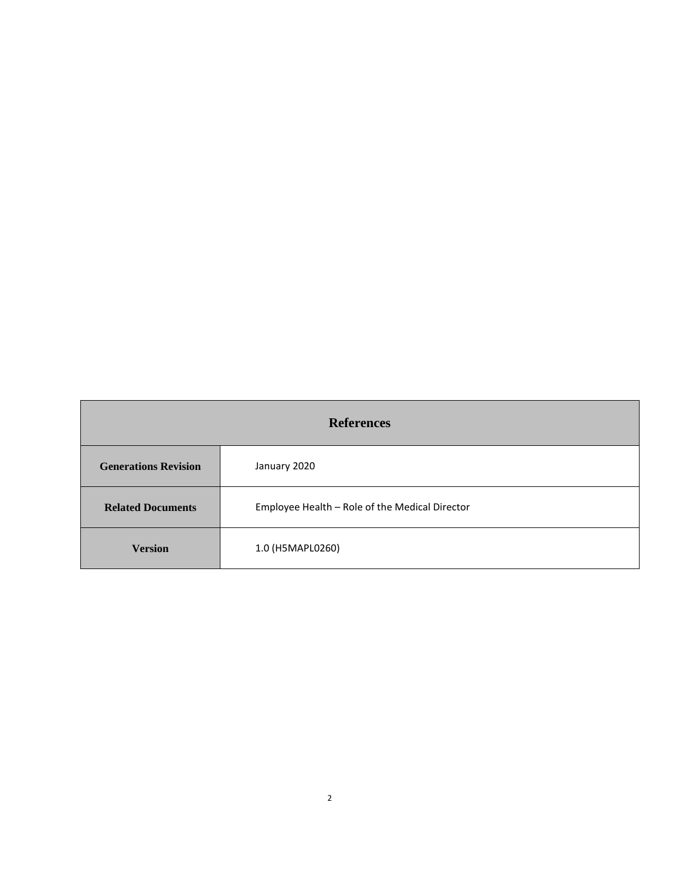| References | |
|---|---|
| **Generations Revision** | January 2020 |
| **Related Documents** | Employee Health – Role of the Medical Director |
| **Version** | 1.0 (H5MAPL0260) |